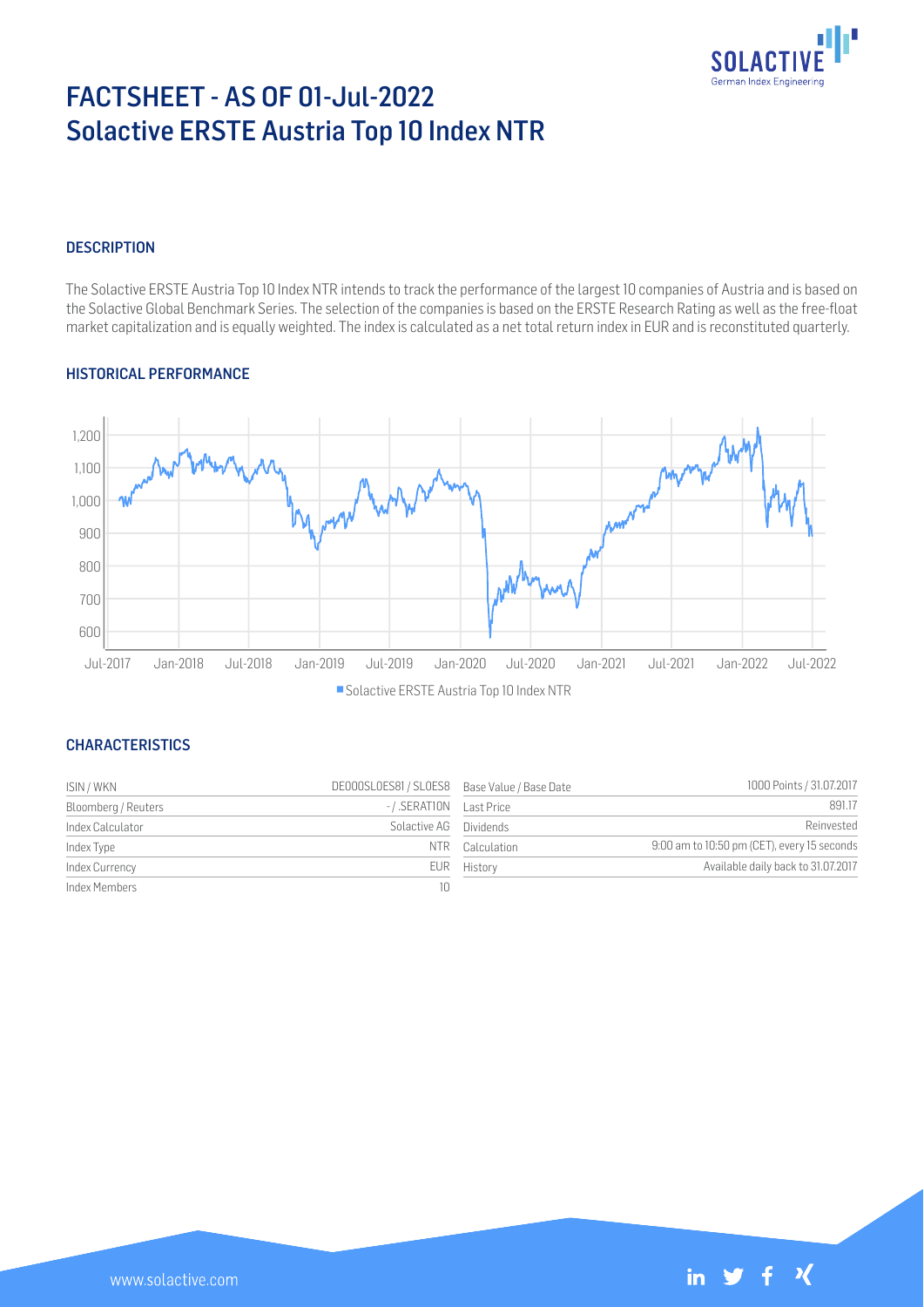# FACTSHEET - AS OF 01-Jul-2022
# Solactive ERSTE Austria Top 10 Index NTR

## DESCRIPTION

The Solactive ERSTE Austria Top 10 Index NTR intends to track the performance of the largest 10 companies of Austria and is based on the Solactive Global Benchmark Series. The selection of the companies is based on the ERSTE Research Rating as well as the free-float market capitalization and is equally weighted. The index is calculated as a net total return index in EUR and is reconstituted quarterly.

## HISTORICAL PERFORMANCE

Solactive ERSTE Austria Top 10 Index NTR

## CHARACTERISTICS

| | | | |
|---|---|---|---|
| ISIN / WKN | DE000SL0ES81 / SL0ES8 | Base Value / Base Date | 1000 Points / 31.07.2017 |
| Bloomberg / Reuters | - / .SERAT10N | Last Price | 891.17 |
| Index Calculator | Solactive AG | Dividends | Reinvested |
| Index Type | NTR | Calculation | 9:00 am to 10:50 pm (CET), every 15 seconds |
| Index Currency | EUR | History | Available daily back to 31.07.2017 |
| Index Members | 10 | | |

www.solactive.com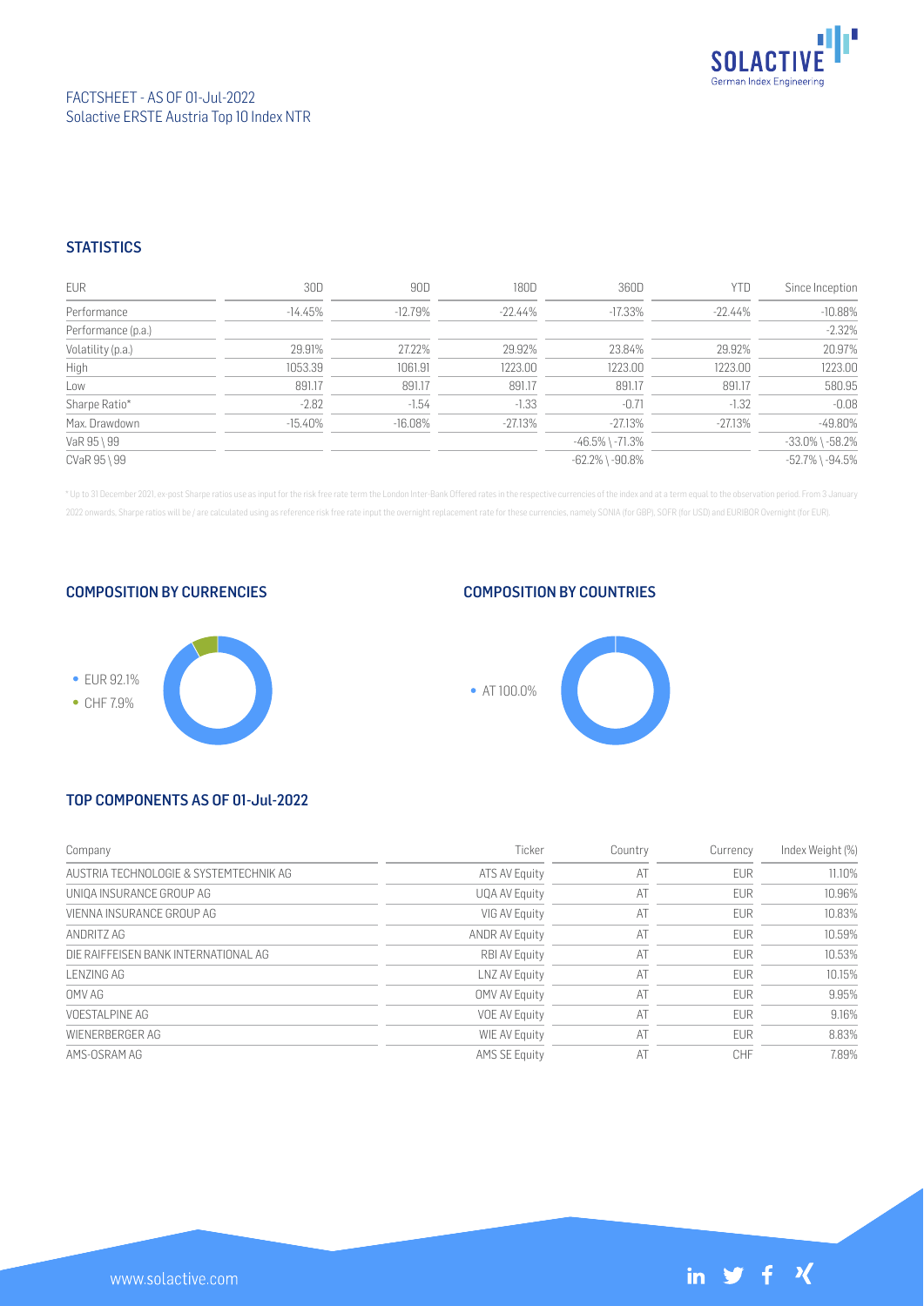FACTSHEET - AS OF 01-Jul-2022
Solactive ERSTE Austria Top 10 Index NTR

## STATISTICS

| EUR | 30D | 90D | 180D | 360D | YTD | Since Inception |
|---|---|---|---|---|---|---|
| Performance | -14.45% | -12.79% | -22.44% | -17.33% | -22.44% | -10.88% |
| Performance (p.a.) | | | | | | -2.32% |
| Volatility (p.a.) | 29.91% | 27.22% | 29.92% | 23.84% | 29.92% | 20.97% |
| High | 1053.39 | 1061.91 | 1223.00 | 1223.00 | 1223.00 | 1223.00 |
| Low | 891.17 | 891.17 | 891.17 | 891.17 | 891.17 | 580.95 |
| Sharpe Ratio* | -2.82 | -1.54 | -1.33 | -0.71 | -1.32 | -0.08 |
| Max. Drawdown | -15.40% | -16.08% | -27.13% | -27.13% | -27.13% | -49.80% |
| VaR 95 \ 99 | | | | -46.5% \ -71.3% | | -33.0% \ -58.2% |
| CVaR 95 \ 99 | | | | -62.2% \ -90.8% | | -52.7% \ -94.5% |

* Up to 31 December 2021, ex-post Sharpe ratios use as input for the risk free rate term the London Inter-Bank Offered rates in the respective currencies of the index and at a term equal to the observation period. From 3 January 2022 onwards, Sharpe ratios will be / are calculated using as reference risk free rate input the overnight replacement rate for these currencies, namely SONIA (for GBP), SOFR (for USD) and EURIBOR Overnight (for EUR).

## COMPOSITION BY CURRENCIES

- EUR 92.1%
- CHF 7.9%

## COMPOSITION BY COUNTRIES

- AT 100.0%

## TOP COMPONENTS AS OF 01-Jul-2022

| Company | Ticker | Country | Currency | Index Weight (%) |
|---|---|---|---|---|
| AUSTRIA TECHNOLOGIE & SYSTEMTECHNIK AG | ATS AV Equity | AT | EUR | 11.10% |
| UNIQA INSURANCE GROUP AG | UQA AV Equity | AT | EUR | 10.96% |
| VIENNA INSURANCE GROUP AG | VIG AV Equity | AT | EUR | 10.83% |
| ANDRITZ AG | ANDR AV Equity | AT | EUR | 10.59% |
| DIE RAIFFEISEN BANK INTERNATIONAL AG | RBI AV Equity | AT | EUR | 10.53% |
| LENZING AG | LNZ AV Equity | AT | EUR | 10.15% |
| OMV AG | OMV AV Equity | AT | EUR | 9.95% |
| VOESTALPINE AG | VOE AV Equity | AT | EUR | 9.16% |
| WIENERBERGER AG | WIE AV Equity | AT | EUR | 8.83% |
| AMS-OSRAM AG | AMS SE Equity | AT | CHF | 7.89% |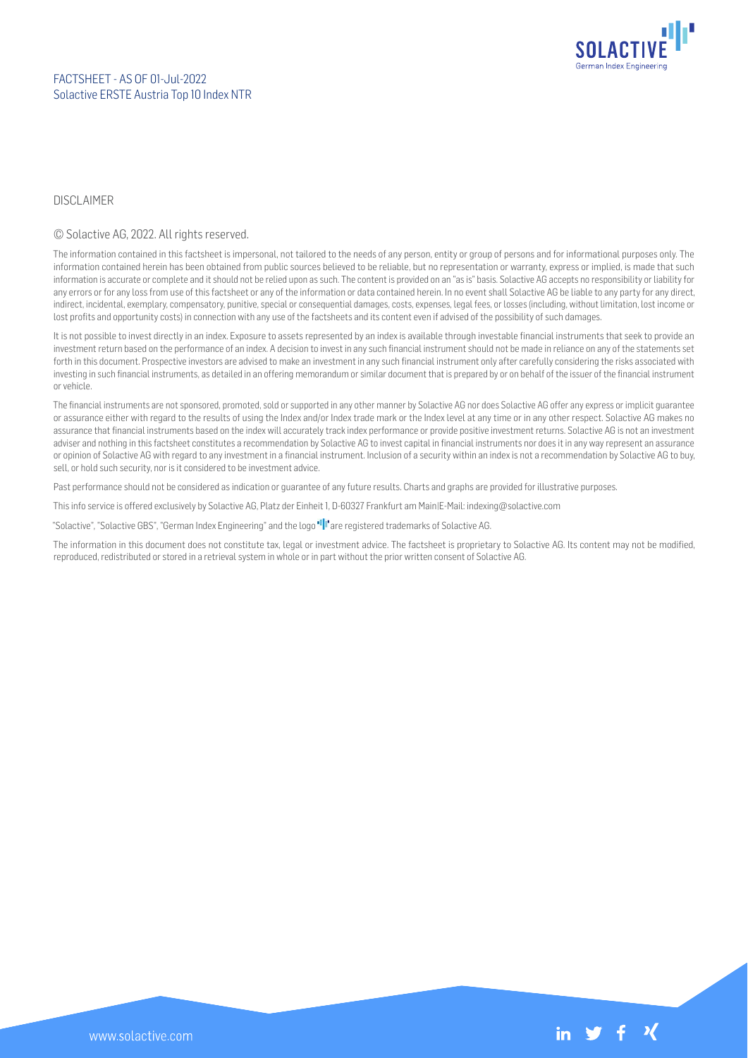## DISCLAIMER

© Solactive AG, 2022. All rights reserved.

The information contained in this factsheet is impersonal, not tailored to the needs of any person, entity or group of persons and for informational purposes only. The information contained herein has been obtained from public sources believed to be reliable, but no representation or warranty, express or implied, is made that such information is accurate or complete and it should not be relied upon as such. The content is provided on an "as is" basis. Solactive AG accepts no responsibility or liability for any errors or for any loss from use of this factsheet or any of the information or data contained herein. In no event shall Solactive AG be liable to any party for any direct, indirect, incidental, exemplary, compensatory, punitive, special or consequential damages, costs, expenses, legal fees, or losses (including, without limitation, lost income or lost profits and opportunity costs) in connection with any use of the factsheets and its content even if advised of the possibility of such damages.

It is not possible to invest directly in an index. Exposure to assets represented by an index is available through investable financial instruments that seek to provide an investment return based on the performance of an index. A decision to invest in any such financial instrument should not be made in reliance on any of the statements set forth in this document. Prospective investors are advised to make an investment in any such financial instrument only after carefully considering the risks associated with investing in such financial instruments, as detailed in an offering memorandum or similar document that is prepared by or on behalf of the issuer of the financial instrument or vehicle.

The financial instruments are not sponsored, promoted, sold or supported in any other manner by Solactive AG nor does Solactive AG offer any express or implicit guarantee or assurance either with regard to the results of using the Index and/or Index trade mark or the Index level at any time or in any other respect. Solactive AG makes no assurance that financial instruments based on the index will accurately track index performance or provide positive investment returns. Solactive AG is not an investment adviser and nothing in this factsheet constitutes a recommendation by Solactive AG to invest capital in financial instruments nor does it in any way represent an assurance or opinion of Solactive AG with regard to any investment in a financial instrument. Inclusion of a security within an index is not a recommendation by Solactive AG to buy, sell, or hold such security, nor is it considered to be investment advice.

Past performance should not be considered as indication or guarantee of any future results. Charts and graphs are provided for illustrative purposes.

This info service is offered exclusively by Solactive AG, Platz der Einheit 1, D-60327 Frankfurt am Main|E-Mail: indexing@solactive.com

"Solactive", "Solactive GBS", "German Index Engineering" and the logo are registered trademarks of Solactive AG.

The information in this document does not constitute tax, legal or investment advice. The factsheet is proprietary to Solactive AG. Its content may not be modified, reproduced, redistributed or stored in a retrieval system in whole or in part without the prior written consent of Solactive AG.